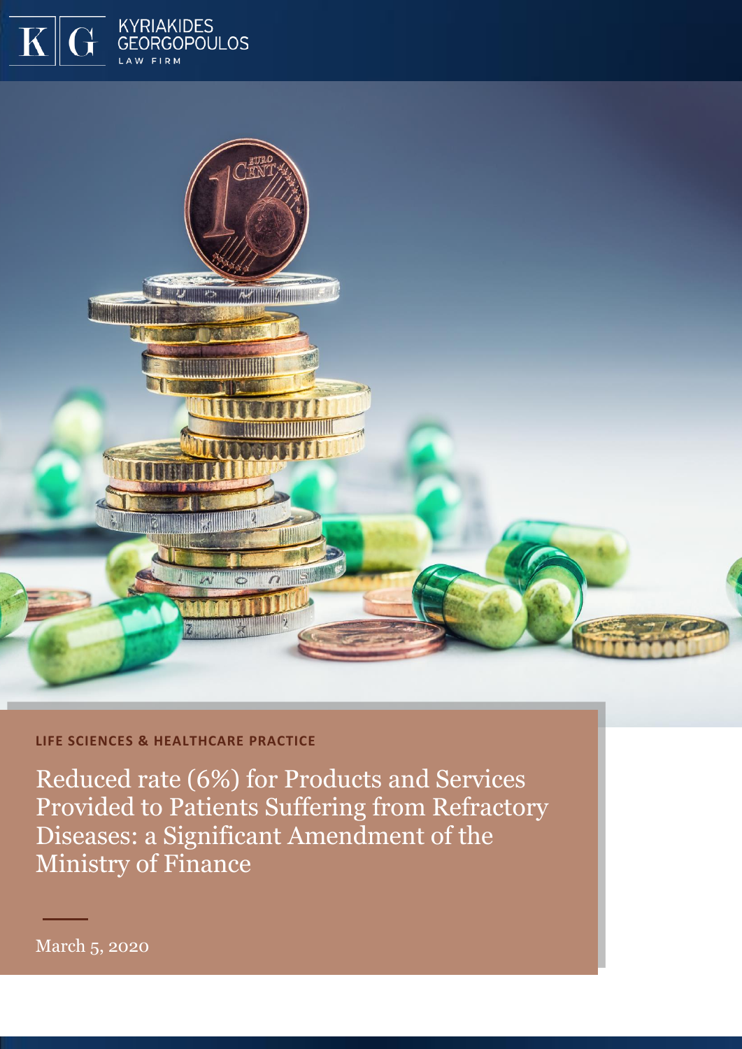KYRIAKIDES GEORGOPOULOS
LAW FIRM

**LIFE SCIENCES & HEALTHCARE PRACTICE**

# Reduced rate (6%) for Products and Services Provided to Patients Suffering from Refractory Diseases: a Significant Amendment of the Ministry of Finance

March 5, 2020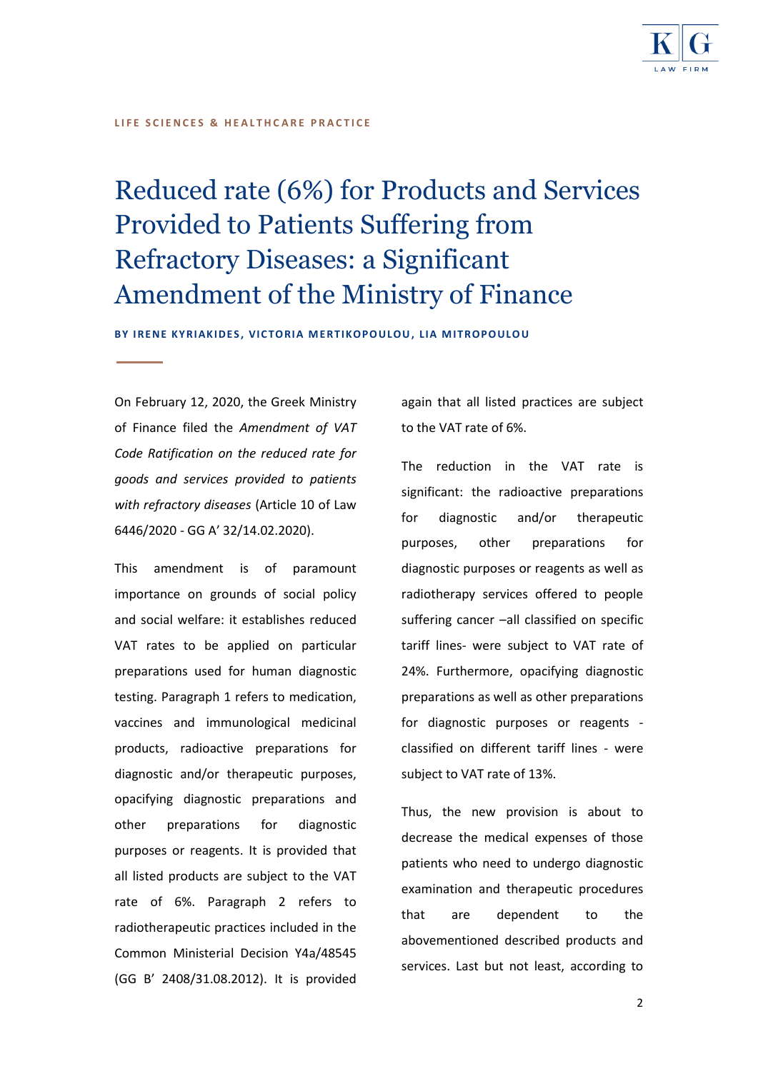LIFE SCIENCES & HEALTHCARE PRACTICE

# Reduced rate (6%) for Products and Services Provided to Patients Suffering from Refractory Diseases: a Significant Amendment of the Ministry of Finance

**BY IRENE KYRIAKIDES, VICTORIA MERTIKOPOULOU, LIA MITROPOULOU**

On February 12, 2020, the Greek Ministry of Finance filed the *Amendment of VAT Code Ratification on the reduced rate for goods and services provided to patients with refractory diseases* (Article 10 of Law 6446/2020 - GG A' 32/14.02.2020).

This amendment is of paramount importance on grounds of social policy and social welfare: it establishes reduced VAT rates to be applied on particular preparations used for human diagnostic testing. Paragraph 1 refers to medication, vaccines and immunological medicinal products, radioactive preparations for diagnostic and/or therapeutic purposes, opacifying diagnostic preparations and other preparations for diagnostic purposes or reagents. It is provided that all listed products are subject to the VAT rate of 6%. Paragraph 2 refers to radiotherapeutic practices included in the Common Ministerial Decision Y4a/48545 (GG B' 2408/31.08.2012). It is provided again that all listed practices are subject to the VAT rate of 6%.

The reduction in the VAT rate is significant: the radioactive preparations for diagnostic and/or therapeutic purposes, other preparations for diagnostic purposes or reagents as well as radiotherapy services offered to people suffering cancer –all classified on specific tariff lines- were subject to VAT rate of 24%. Furthermore, opacifying diagnostic preparations as well as other preparations for diagnostic purposes or reagents - classified on different tariff lines - were subject to VAT rate of 13%.

Thus, the new provision is about to decrease the medical expenses of those patients who need to undergo diagnostic examination and therapeutic procedures that are dependent to the abovementioned described products and services. Last but not least, according to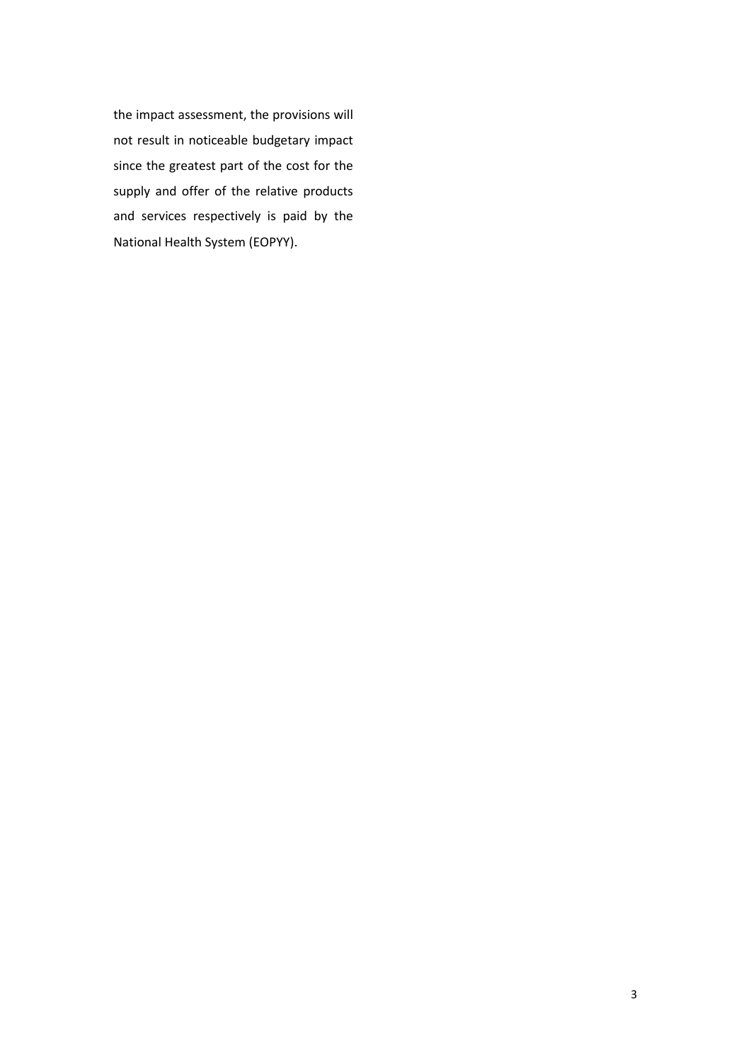the impact assessment, the provisions will not result in noticeable budgetary impact since the greatest part of the cost for the supply and offer of the relative products and services respectively is paid by the National Health System (EOPYY).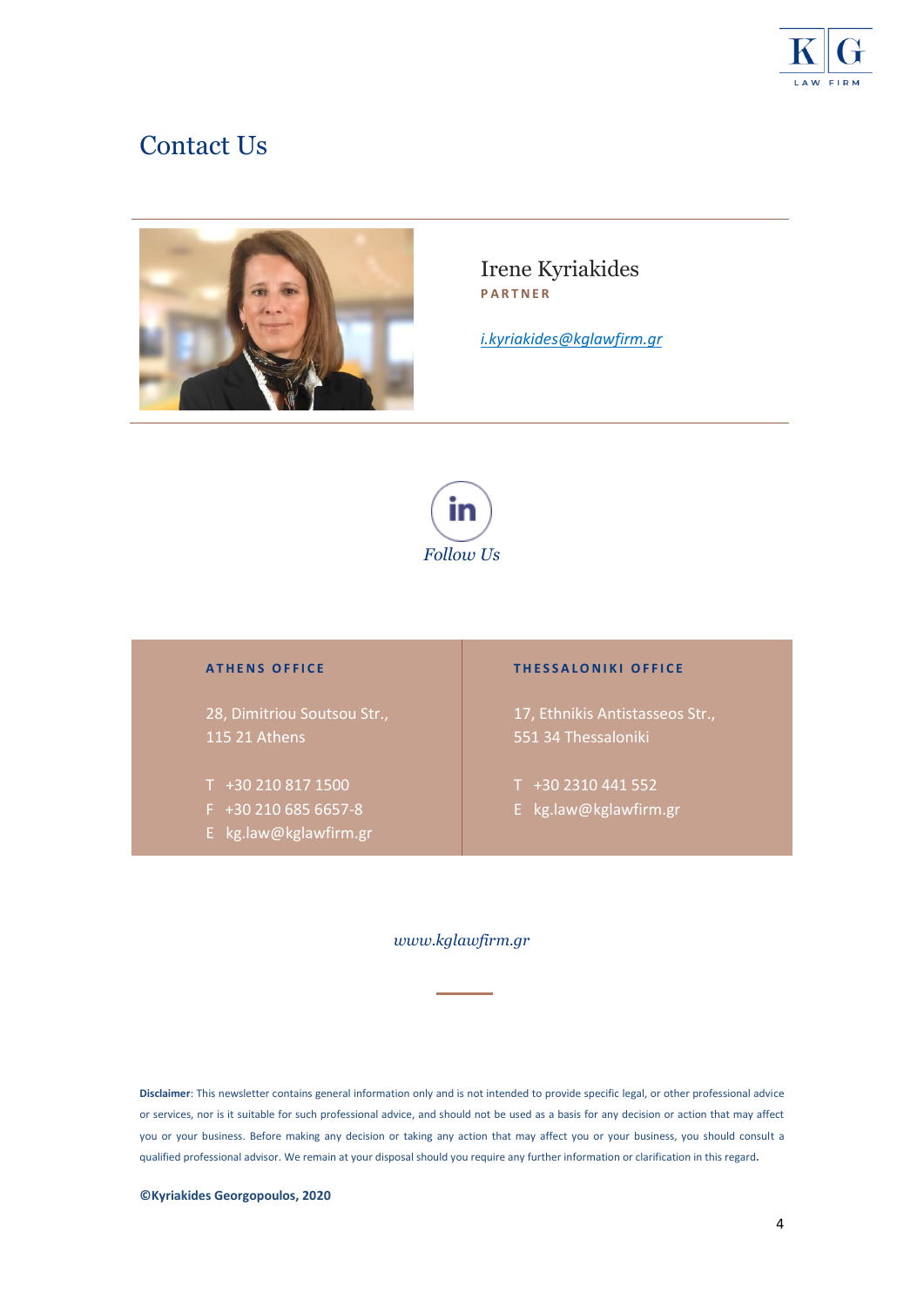## Contact Us

Irene Kyriakides

**PARTNER**

*i.kyriakides@kglawfirm.gr*

*Follow Us*

**ATHENS OFFICE**

28, Dimitriou Soutsou Str.,
115 21 Athens

T +30 210 817 1500
F +30 210 685 6657-8
E kg.law@kglawfirm.gr

**THESSALONIKI OFFICE**

17, Ethnikis Antistasseos Str.,
551 34 Thessaloniki

T +30 2310 441 552
E kg.law@kglawfirm.gr

*www.kglawfirm.gr*

**Disclaimer**: This newsletter contains general information only and is not intended to provide specific legal, or other professional advice or services, nor is it suitable for such professional advice, and should not be used as a basis for any decision or action that may affect you or your business. Before making any decision or taking any action that may affect you or your business, you should consult a qualified professional advisor. We remain at your disposal should you require any further information or clarification in this regard.

**©Kyriakides Georgopoulos, 2020**